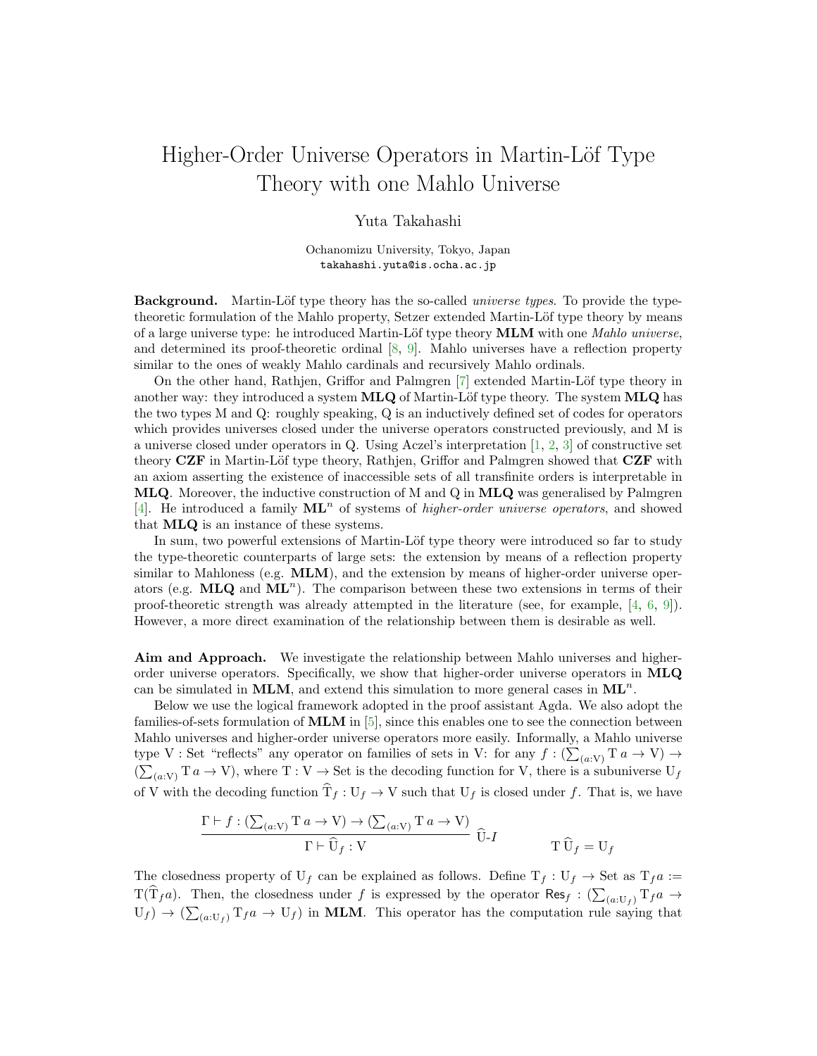# Higher-Order Universe Operators in Martin-Löf Type Theory with one Mahlo Universe

Yuta Takahashi

Ochanomizu University, Tokyo, Japan
takahashi.yuta@is.ocha.ac.jp

**Background.** Martin-Löf type theory has the so-called *universe types*. To provide the type-theoretic formulation of the Mahlo property, Setzer extended Martin-Löf type theory by means of a large universe type: he introduced Martin-Löf type theory **MLM** with one *Mahlo universe*, and determined its proof-theoretic ordinal [8, 9]. Mahlo universes have a reflection property similar to the ones of weakly Mahlo cardinals and recursively Mahlo ordinals.

On the other hand, Rathjen, Griffor and Palmgren [7] extended Martin-Löf type theory in another way: they introduced a system **MLQ** of Martin-Löf type theory. The system **MLQ** has the two types M and Q: roughly speaking, Q is an inductively defined set of codes for operators which provides universes closed under the universe operators constructed previously, and M is a universe closed under operators in Q. Using Aczel's interpretation [1, 2, 3] of constructive set theory **CZF** in Martin-Löf type theory, Rathjen, Griffor and Palmgren showed that **CZF** with an axiom asserting the existence of inaccessible sets of all transfinite orders is interpretable in **MLQ**. Moreover, the inductive construction of M and Q in **MLQ** was generalised by Palmgren [4]. He introduced a family $\mathbf{ML}^n$ of systems of *higher-order universe operators*, and showed that **MLQ** is an instance of these systems.

In sum, two powerful extensions of Martin-Löf type theory were introduced so far to study the type-theoretic counterparts of large sets: the extension by means of a reflection property similar to Mahloness (e.g. **MLM**), and the extension by means of higher-order universe operators (e.g. **MLQ** and $\mathbf{ML}^n$). The comparison between these two extensions in terms of their proof-theoretic strength was already attempted in the literature (see, for example, [4, 6, 9]). However, a more direct examination of the relationship between them is desirable as well.

**Aim and Approach.** We investigate the relationship between Mahlo universes and higher-order universe operators. Specifically, we show that higher-order universe operators in **MLQ** can be simulated in **MLM**, and extend this simulation to more general cases in $\mathbf{ML}^n$.

Below we use the logical framework adopted in the proof assistant Agda. We also adopt the families-of-sets formulation of **MLM** in [5], since this enables one to see the connection between Mahlo universes and higher-order universe operators more easily. Informally, a Mahlo universe type $\mathrm{V} : \mathrm{Set}$ "reflects" any operator on families of sets in V: for any $f : (\sum_{(a:\mathrm{V})} \mathrm{T}\, a \to \mathrm{V}) \to (\sum_{(a:\mathrm{V})} \mathrm{T}\, a \to \mathrm{V})$, where $\mathrm{T} : \mathrm{V} \to \mathrm{Set}$ is the decoding function for V, there is a subuniverse $\mathrm{U}_f$ of V with the decoding function $\widehat{\mathrm{T}}_f : \mathrm{U}_f \to \mathrm{V}$ such that $\mathrm{U}_f$ is closed under $f$. That is, we have

$$\frac{\Gamma \vdash f : (\sum_{(a:\mathrm{V})} \mathrm{T}\, a \to \mathrm{V}) \to (\sum_{(a:\mathrm{V})} \mathrm{T}\, a \to \mathrm{V})}{\Gamma \vdash \widehat{\mathrm{U}}_f : \mathrm{V}}\ \widehat{\mathrm{U}}\text{-}I \qquad\qquad \mathrm{T}\, \widehat{\mathrm{U}}_f = \mathrm{U}_f$$

The closedness property of $\mathrm{U}_f$ can be explained as follows. Define $\mathrm{T}_f : \mathrm{U}_f \to \mathrm{Set}$ as $\mathrm{T}_f a := \mathrm{T}(\widehat{\mathrm{T}}_f a)$. Then, the closedness under $f$ is expressed by the operator $\mathsf{Res}_f : (\sum_{(a:\mathrm{U}_f)} \mathrm{T}_f a \to \mathrm{U}_f) \to (\sum_{(a:\mathrm{U}_f)} \mathrm{T}_f a \to \mathrm{U}_f)$ in **MLM**. This operator has the computation rule saying that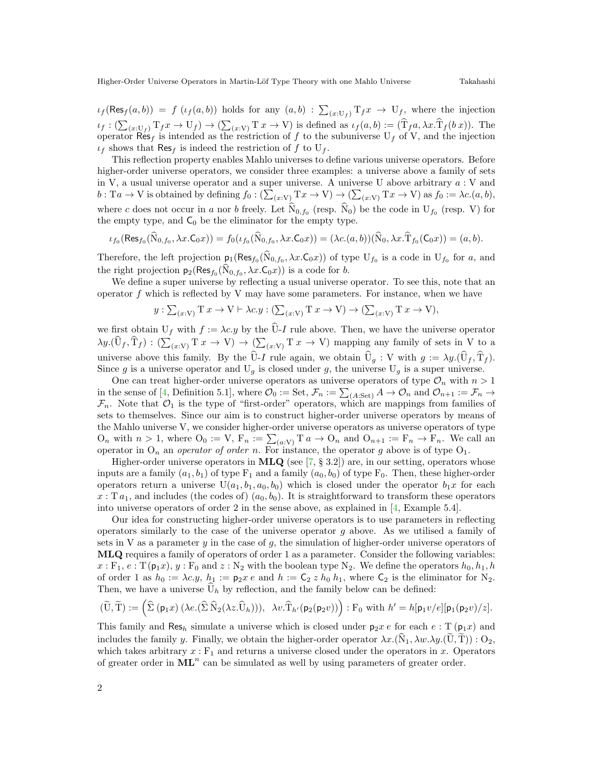$\iota_f(\mathsf{Res}_f(a,b)) = f\ (\iota_f(a,b))$ holds for any $(a,b) : \sum_{(x:\mathrm{U}_f)} \mathrm{T}_f x \to \mathrm{U}_f$, where the injection $\iota_f : (\sum_{(x:\mathrm{U}_f)} \mathrm{T}_f x \to \mathrm{U}_f) \to (\sum_{(x:\mathrm{V})} \mathrm{T}\, x \to \mathrm{V})$ is defined as $\iota_f(a,b) := (\widehat{\mathrm{T}}_f a, \lambda x.\widehat{\mathrm{T}}_f(b\,x))$. The operator $\mathsf{Res}_f$ is intended as the restriction of $f$ to the subuniverse $\mathrm{U}_f$ of V, and the injection $\iota_f$ shows that $\mathsf{Res}_f$ is indeed the restriction of $f$ to $\mathrm{U}_f$.

This reflection property enables Mahlo universes to define various universe operators. Before higher-order universe operators, we consider three examples: a universe above a family of sets in V, a usual universe operator and a super universe. A universe U above arbitrary $a : \mathrm{V}$ and $b : \mathrm{T}a \to \mathrm{V}$ is obtained by defining $f_0 : (\sum_{(x:\mathrm{V})} \mathrm{T}x \to \mathrm{V}) \to (\sum_{(x:\mathrm{V})} \mathrm{T}x \to \mathrm{V})$ as $f_0 := \lambda c.(a,b)$, where $c$ does not occur in $a$ nor $b$ freely. Let $\widehat{\mathrm{N}}_{0,f_0}$ (resp. $\widehat{\mathrm{N}}_0$) be the code in $\mathrm{U}_{f_0}$ (resp. V) for the empty type, and $\mathsf{C}_0$ be the eliminator for the empty type.

$$\iota_{f_0}(\mathsf{Res}_{f_0}(\widehat{\mathrm{N}}_{0,f_0}, \lambda x.\mathsf{C}_0 x)) = f_0(\iota_{f_0}(\widehat{\mathrm{N}}_{0,f_0}, \lambda x.\mathsf{C}_0 x)) = (\lambda c.(a,b))(\widehat{\mathrm{N}}_0, \lambda x.\widehat{\mathrm{T}}_{f_0}(\mathsf{C}_0 x)) = (a,b).$$

Therefore, the left projection $\mathsf{p}_1(\mathsf{Res}_{f_0}(\widehat{\mathrm{N}}_{0,f_0}, \lambda x.\mathsf{C}_0 x))$ of type $\mathrm{U}_{f_0}$ is a code in $\mathrm{U}_{f_0}$ for $a$, and the right projection $\mathsf{p}_2(\mathsf{Res}_{f_0}(\widehat{\mathrm{N}}_{0,f_0}, \lambda x.\mathsf{C}_0 x))$ is a code for $b$.

We define a super universe by reflecting a usual universe operator. To see this, note that an operator $f$ which is reflected by V may have some parameters. For instance, when we have

$$y : \textstyle\sum_{(x:\mathrm{V})} \mathrm{T}\, x \to \mathrm{V} \vdash \lambda c.y : (\sum_{(x:\mathrm{V})} \mathrm{T}\, x \to \mathrm{V}) \to (\sum_{(x:\mathrm{V})} \mathrm{T}\, x \to \mathrm{V}),$$

we first obtain $\mathrm{U}_f$ with $f := \lambda c.y$ by the $\widehat{\mathrm{U}}$-$I$ rule above. Then, we have the universe operator $\lambda y.(\widehat{\mathrm{U}}_f, \widehat{\mathrm{T}}_f) : (\sum_{(x:\mathrm{V})} \mathrm{T}\, x \to \mathrm{V}) \to (\sum_{(x:\mathrm{V})} \mathrm{T}\, x \to \mathrm{V})$ mapping any family of sets in V to a universe above this family. By the $\widehat{\mathrm{U}}$-$I$ rule again, we obtain $\widehat{\mathrm{U}}_g : \mathrm{V}$ with $g := \lambda y.(\widehat{\mathrm{U}}_f, \widehat{\mathrm{T}}_f)$. Since $g$ is a universe operator and $\mathrm{U}_g$ is closed under $g$, the universe $\mathrm{U}_g$ is a super universe.

One can treat higher-order universe operators as universe operators of type $\mathcal{O}_n$ with $n > 1$ in the sense of [4, Definition 5.1], where $\mathcal{O}_0 := \mathrm{Set}$, $\mathcal{F}_n := \sum_{(A:\mathrm{Set})} A \to \mathcal{O}_n$ and $\mathcal{O}_{n+1} := \mathcal{F}_n \to \mathcal{F}_n$. Note that $\mathcal{O}_1$ is the type of "first-order" operators, which are mappings from families of sets to themselves. Since our aim is to construct higher-order universe operators by means of the Mahlo universe V, we consider higher-order universe operators as universe operators of type $\mathrm{O}_n$ with $n > 1$, where $\mathrm{O}_0 := \mathrm{V}$, $\mathrm{F}_n := \sum_{(a:\mathrm{V})} \mathrm{T}\, a \to \mathrm{O}_n$ and $\mathrm{O}_{n+1} := \mathrm{F}_n \to \mathrm{F}_n$. We call an operator in $\mathrm{O}_n$ an *operator of order* $n$. For instance, the operator $g$ above is of type $\mathrm{O}_1$.

Higher-order universe operators in **MLQ** (see [7, § 3.2]) are, in our setting, operators whose inputs are a family $(a_1, b_1)$ of type $\mathrm{F}_1$ and a family $(a_0, b_0)$ of type $\mathrm{F}_0$. Then, these higher-order operators return a universe $\mathrm{U}(a_1, b_1, a_0, b_0)$ which is closed under the operator $b_1 x$ for each $x : \mathrm{T}\, a_1$, and includes (the codes of) $(a_0, b_0)$. It is straightforward to transform these operators into universe operators of order 2 in the sense above, as explained in [4, Example 5.4].

Our idea for constructing higher-order universe operators is to use parameters in reflecting operators similarly to the case of the universe operator $g$ above. As we utilised a family of sets in V as a parameter $y$ in the case of $g$, the simulation of higher-order universe operators of **MLQ** requires a family of operators of order 1 as a parameter. Consider the following variables: $x : \mathrm{F}_1$, $e : \mathrm{T}\,(\mathsf{p}_1 x)$, $y : \mathrm{F}_0$ and $z : \mathrm{N}_2$ with the boolean type $\mathrm{N}_2$. We define the operators $h_0, h_1, h$ of order 1 as $h_0 := \lambda c.y$, $h_1 := \mathsf{p}_2 x\, e$ and $h := \mathsf{C}_2\, z\, h_0\, h_1$, where $\mathsf{C}_2$ is the eliminator for $\mathrm{N}_2$. Then, we have a universe $\widehat{\mathrm{U}}_h$ by reflection, and the family below can be defined:

$$(\widetilde{\mathrm{U}}, \widetilde{\mathrm{T}}) := \Big(\widehat{\Sigma}\,(\mathsf{p}_1 x)\,(\lambda e.(\widehat{\Sigma}\,\widehat{\mathrm{N}}_2(\lambda z.\widehat{\mathrm{U}}_h))),\ \ \lambda v.\widehat{\mathrm{T}}_{h'}(\mathsf{p}_2(\mathsf{p}_2 v))\Big) : \mathrm{F}_0 \text{ with } h' = h[\mathsf{p}_1 v/e][\mathsf{p}_1(\mathsf{p}_2 v)/z].$$

This family and $\mathsf{Res}_h$ simulate a universe which is closed under $\mathsf{p}_2 x\, e$ for each $e : \mathrm{T}\,(\mathsf{p}_1 x)$ and includes the family $y$. Finally, we obtain the higher-order operator $\lambda x.(\widehat{\mathrm{N}}_1, \lambda w.\lambda y.(\widetilde{\mathrm{U}}, \widetilde{\mathrm{T}})) : \mathrm{O}_2$, which takes arbitrary $x : \mathrm{F}_1$ and returns a universe closed under the operators in $x$. Operators of greater order in $\mathbf{ML}^n$ can be simulated as well by using parameters of greater order.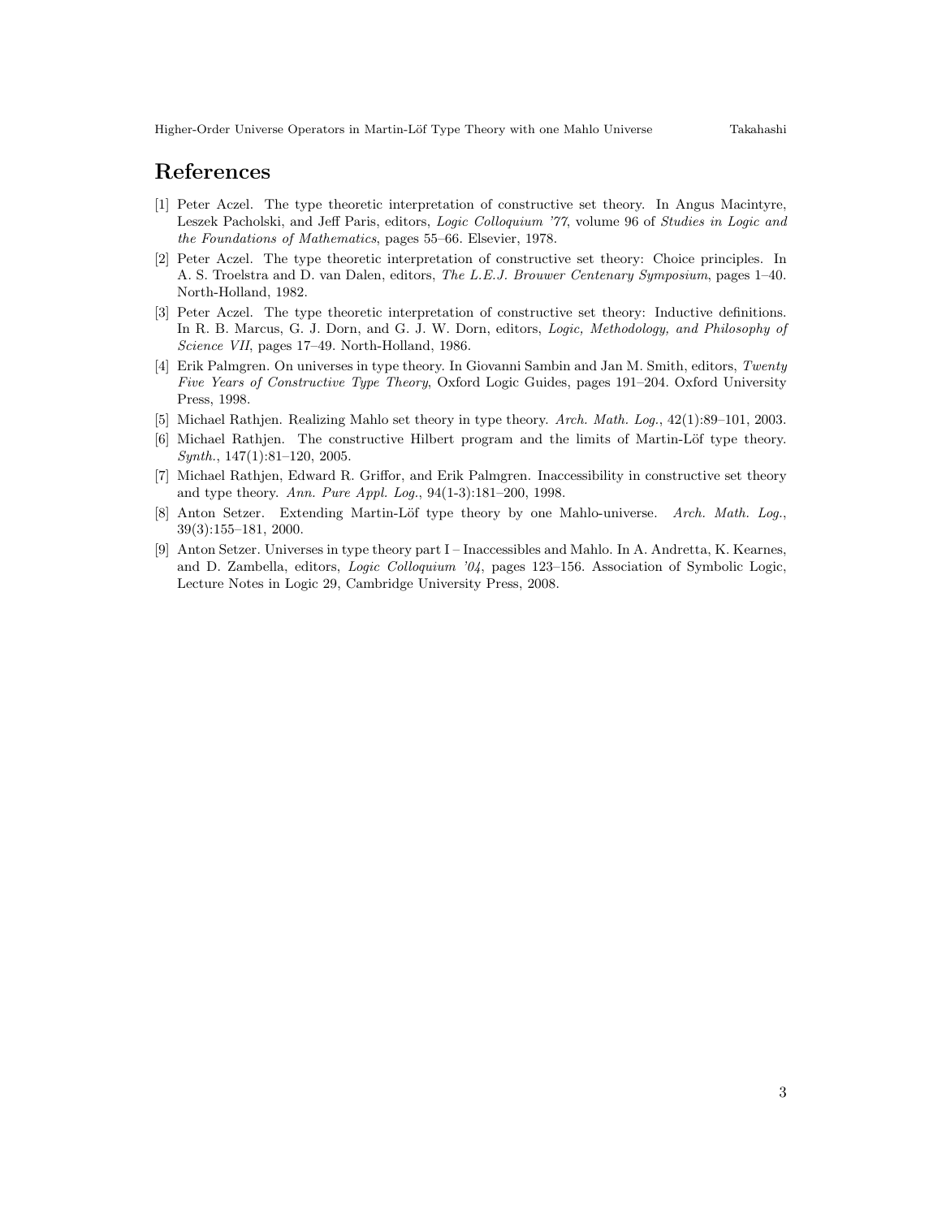# References

[1] Peter Aczel. The type theoretic interpretation of constructive set theory. In Angus Macintyre, Leszek Pacholski, and Jeff Paris, editors, *Logic Colloquium '77*, volume 96 of *Studies in Logic and the Foundations of Mathematics*, pages 55–66. Elsevier, 1978.

[2] Peter Aczel. The type theoretic interpretation of constructive set theory: Choice principles. In A. S. Troelstra and D. van Dalen, editors, *The L.E.J. Brouwer Centenary Symposium*, pages 1–40. North-Holland, 1982.

[3] Peter Aczel. The type theoretic interpretation of constructive set theory: Inductive definitions. In R. B. Marcus, G. J. Dorn, and G. J. W. Dorn, editors, *Logic, Methodology, and Philosophy of Science VII*, pages 17–49. North-Holland, 1986.

[4] Erik Palmgren. On universes in type theory. In Giovanni Sambin and Jan M. Smith, editors, *Twenty Five Years of Constructive Type Theory*, Oxford Logic Guides, pages 191–204. Oxford University Press, 1998.

[5] Michael Rathjen. Realizing Mahlo set theory in type theory. *Arch. Math. Log.*, 42(1):89–101, 2003.

[6] Michael Rathjen. The constructive Hilbert program and the limits of Martin-Löf type theory. *Synth.*, 147(1):81–120, 2005.

[7] Michael Rathjen, Edward R. Griffor, and Erik Palmgren. Inaccessibility in constructive set theory and type theory. *Ann. Pure Appl. Log.*, 94(1-3):181–200, 1998.

[8] Anton Setzer. Extending Martin-Löf type theory by one Mahlo-universe. *Arch. Math. Log.*, 39(3):155–181, 2000.

[9] Anton Setzer. Universes in type theory part I – Inaccessibles and Mahlo. In A. Andretta, K. Kearnes, and D. Zambella, editors, *Logic Colloquium '04*, pages 123–156. Association of Symbolic Logic, Lecture Notes in Logic 29, Cambridge University Press, 2008.